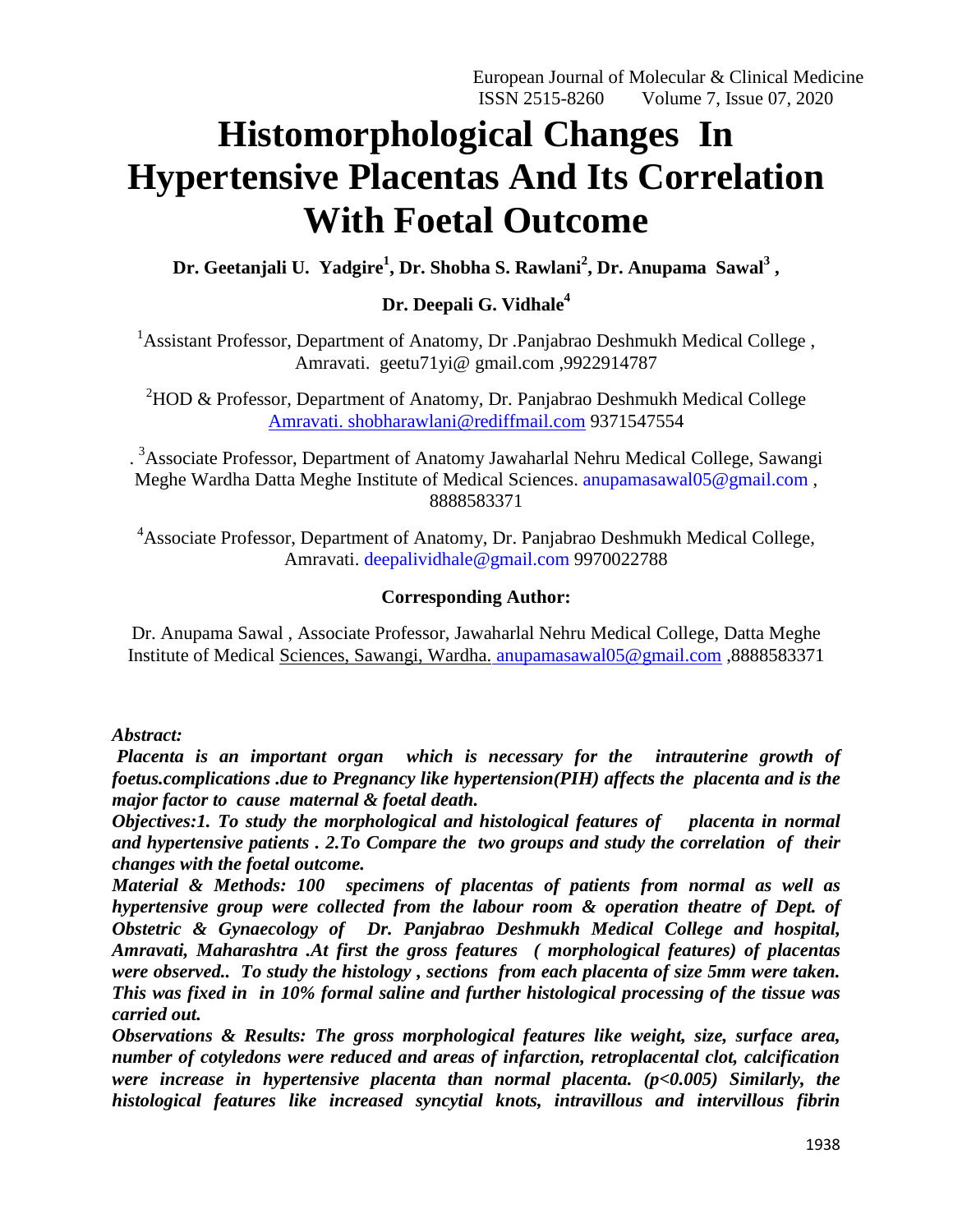# Histomorphological Changes In Hypertensive Placentas And Its Correlation With Foetal Outcome

**Dr. Geetanjali U. Yadgire[1], Dr. Shobha S. Rawlani[2], Dr. Anupama Sawal[3], Dr. Deepali G. Vidhale[4]**

[1]Assistant Professor, Department of Anatomy, Dr .Panjabrao Deshmukh Medical College , Amravati. geetu71yi@ gmail.com ,9922914787

[2]HOD & Professor, Department of Anatomy, Dr. Panjabrao Deshmukh Medical College Amravati. shobharawlani@rediffmail.com 9371547554

. [3]Associate Professor, Department of Anatomy Jawaharlal Nehru Medical College, Sawangi Meghe Wardha Datta Meghe Institute of Medical Sciences. anupamasawal05@gmail.com , 8888583371

[4]Associate Professor, Department of Anatomy, Dr. Panjabrao Deshmukh Medical College, Amravati. deepalividhale@gmail.com 9970022788

**Corresponding Author:**

Dr. Anupama Sawal , Associate Professor, Jawaharlal Nehru Medical College, Datta Meghe Institute of Medical Sciences, Sawangi, Wardha. anupamasawal05@gmail.com ,8888583371

***Abstract:***

***Placenta is an important organ which is necessary for the intrauterine growth of foetus.complications .due to Pregnancy like hypertension(PIH) affects the placenta and is the major factor to cause maternal & foetal death.***

***Objectives:1. To study the morphological and histological features of placenta in normal and hypertensive patients . 2.To Compare the two groups and study the correlation of their changes with the foetal outcome.***

***Material & Methods: 100 specimens of placentas of patients from normal as well as hypertensive group were collected from the labour room & operation theatre of Dept. of Obstetric & Gynaecology of Dr. Panjabrao Deshmukh Medical College and hospital, Amravati, Maharashtra .At first the gross features ( morphological features) of placentas were observed.. To study the histology , sections from each placenta of size 5mm were taken. This was fixed in in 10% formal saline and further histological processing of the tissue was carried out.***

***Observations & Results: The gross morphological features like weight, size, surface area, number of cotyledons were reduced and areas of infarction, retroplacental clot, calcification were increase in hypertensive placenta than normal placenta. ($p<0.005$) Similarly, the histological features like increased syncytial knots, intravillous and intervillous fibrin***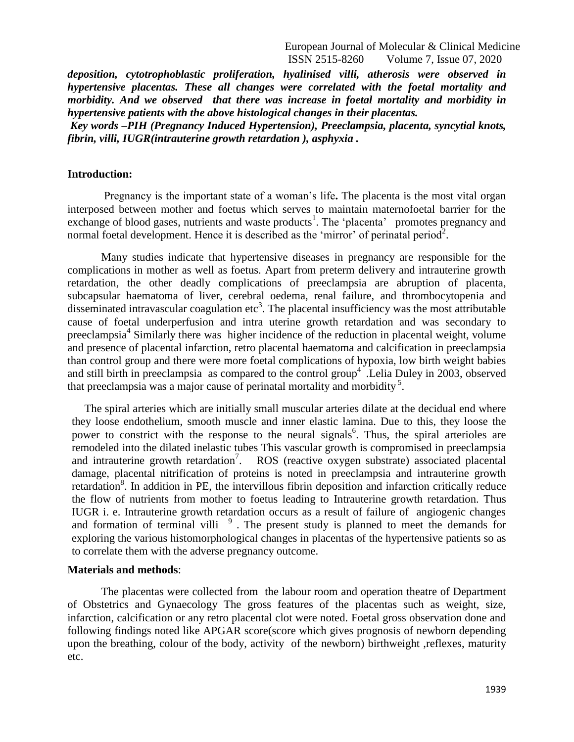***deposition, cytotrophoblastic proliferation, hyalinised villi, atherosis were observed in hypertensive placentas. These all changes were correlated with the foetal mortality and morbidity. And we observed that there was increase in foetal mortality and morbidity in hypertensive patients with the above histological changes in their placentas.***

***Key words –PIH (Pregnancy Induced Hypertension), Preeclampsia, placenta, syncytial knots, fibrin, villi, IUGR(intrauterine growth retardation ), asphyxia .***

## Introduction:

Pregnancy is the important state of a woman's life**.** The placenta is the most vital organ interposed between mother and foetus which serves to maintain maternofoetal barrier for the exchange of blood gases, nutrients and waste products[1]. The 'placenta' promotes pregnancy and normal foetal development. Hence it is described as the 'mirror' of perinatal period[2].

Many studies indicate that hypertensive diseases in pregnancy are responsible for the complications in mother as well as foetus. Apart from preterm delivery and intrauterine growth retardation, the other deadly complications of preeclampsia are abruption of placenta, subcapsular haematoma of liver, cerebral oedema, renal failure, and thrombocytopenia and disseminated intravascular coagulation etc[3]. The placental insufficiency was the most attributable cause of foetal underperfusion and intra uterine growth retardation and was secondary to preeclampsia[4] Similarly there was higher incidence of the reduction in placental weight, volume and presence of placental infarction, retro placental haematoma and calcification in preeclampsia than control group and there were more foetal complications of hypoxia, low birth weight babies and still birth in preeclampsia as compared to the control group[4] .Lelia Duley in 2003, observed that preeclampsia was a major cause of perinatal mortality and morbidity [5].

The spiral arteries which are initially small muscular arteries dilate at the decidual end where they loose endothelium, smooth muscle and inner elastic lamina. Due to this, they loose the power to constrict with the response to the neural signals[6]. Thus, the spiral arterioles are remodeled into the dilated inelastic tubes This vascular growth is compromised in preeclampsia and intrauterine growth retardation[7]. ROS (reactive oxygen substrate) associated placental damage, placental nitrification of proteins is noted in preeclampsia and intrauterine growth retardation[8]. In addition in PE, the intervillous fibrin deposition and infarction critically reduce the flow of nutrients from mother to foetus leading to Intrauterine growth retardation. Thus IUGR i. e. Intrauterine growth retardation occurs as a result of failure of angiogenic changes and formation of terminal villi [9] . The present study is planned to meet the demands for exploring the various histomorphological changes in placentas of the hypertensive patients so as to correlate them with the adverse pregnancy outcome.

## Materials and methods:

The placentas were collected from the labour room and operation theatre of Department of Obstetrics and Gynaecology The gross features of the placentas such as weight, size, infarction, calcification or any retro placental clot were noted. Foetal gross observation done and following findings noted like APGAR score(score which gives prognosis of newborn depending upon the breathing, colour of the body, activity of the newborn) birthweight ,reflexes, maturity etc.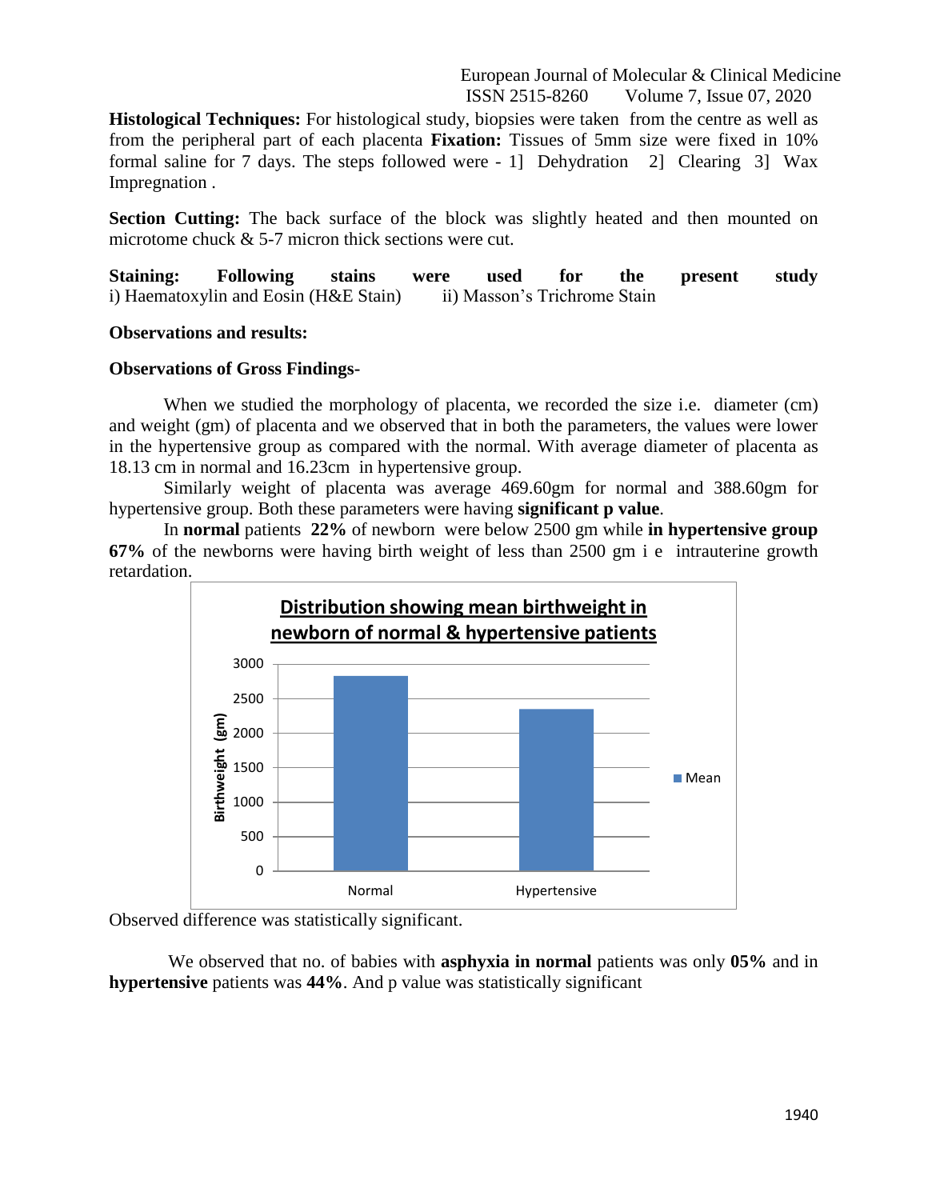**Histological Techniques:** For histological study, biopsies were taken from the centre as well as from the peripheral part of each placenta **Fixation:** Tissues of 5mm size were fixed in 10% formal saline for 7 days. The steps followed were - 1] Dehydration 2] Clearing 3] Wax Impregnation .

**Section Cutting:** The back surface of the block was slightly heated and then mounted on microtome chuck & 5-7 micron thick sections were cut.

**Staining: Following stains were used for the present study**
i) Haematoxylin and Eosin (H&E Stain) ii) Masson's Trichrome Stain

**Observations and results:**

**Observations of Gross Findings-**

When we studied the morphology of placenta, we recorded the size i.e. diameter (cm) and weight (gm) of placenta and we observed that in both the parameters, the values were lower in the hypertensive group as compared with the normal. With average diameter of placenta as 18.13 cm in normal and 16.23cm in hypertensive group.

Similarly weight of placenta was average 469.60gm for normal and 388.60gm for hypertensive group. Both these parameters were having **significant p value**.

In **normal** patients **22%** of newborn were below 2500 gm while **in hypertensive group 67%** of the newborns were having birth weight of less than 2500 gm i e intrauterine growth retardation.

**Distribution showing mean birthweight in newborn of normal & hypertensive patients**

Observed difference was statistically significant.

We observed that no. of babies with **asphyxia in normal** patients was only **05%** and in **hypertensive** patients was **44%**. And p value was statistically significant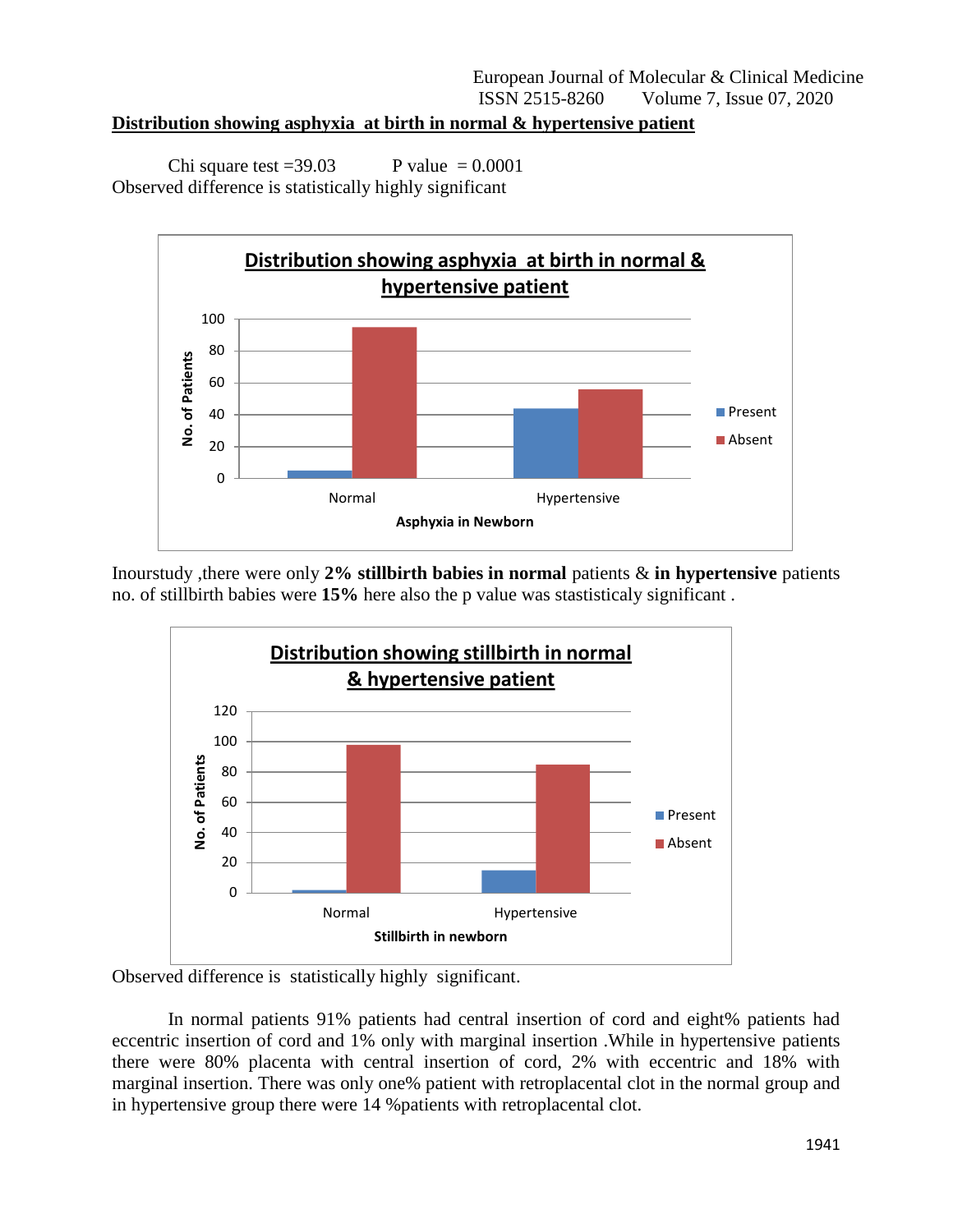**Distribution showing asphyxia at birth in normal & hypertensive patient**

Chi square test =39.03 P value = 0.0001

Observed difference is statistically highly significant

Inourstudy ,there were only **2% stillbirth babies in normal** patients & **in hypertensive** patients no. of stillbirth babies were **15%** here also the p value was stastisticaly significant .

Observed difference is statistically highly significant.

In normal patients 91% patients had central insertion of cord and eight% patients had eccentric insertion of cord and 1% only with marginal insertion .While in hypertensive patients there were 80% placenta with central insertion of cord, 2% with eccentric and 18% with marginal insertion. There was only one% patient with retroplacental clot in the normal group and in hypertensive group there were 14 %patients with retroplacental clot.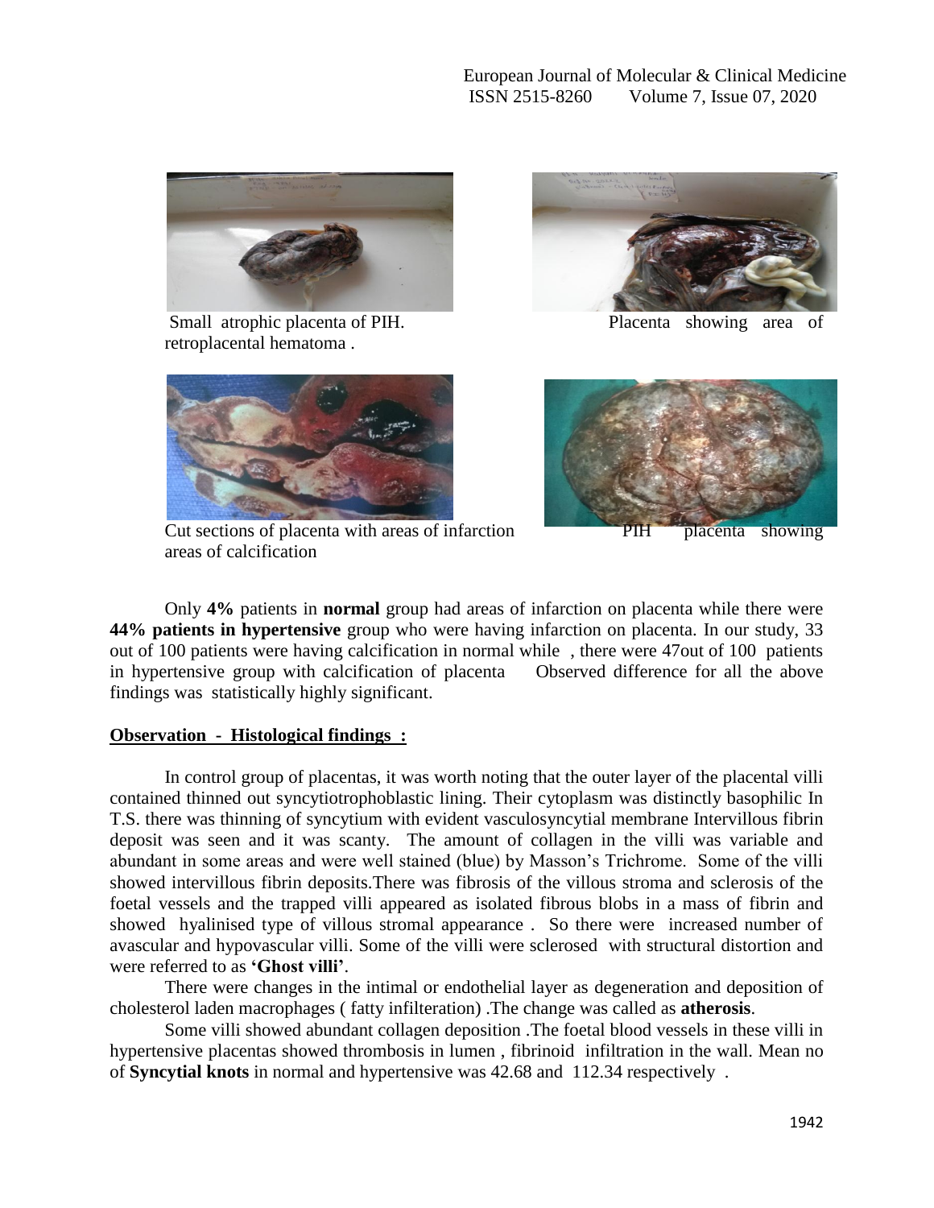Small atrophic placenta of PIH.

Placenta showing area of retroplacental hematoma .

Cut sections of placenta with areas of infarction

PIH placenta showing areas of calcification

Only **4%** patients in **normal** group had areas of infarction on placenta while there were **44% patients in hypertensive** group who were having infarction on placenta. In our study, 33 out of 100 patients were having calcification in normal while , there were 47out of 100 patients in hypertensive group with calcification of placenta Observed difference for all the above findings was statistically highly significant.

**Observation - Histological findings :**

In control group of placentas, it was worth noting that the outer layer of the placental villi contained thinned out syncytiotrophoblastic lining. Their cytoplasm was distinctly basophilic In T.S. there was thinning of syncytium with evident vasculosyncytial membrane Intervillous fibrin deposit was seen and it was scanty. The amount of collagen in the villi was variable and abundant in some areas and were well stained (blue) by Masson's Trichrome. Some of the villi showed intervillous fibrin deposits.There was fibrosis of the villous stroma and sclerosis of the foetal vessels and the trapped villi appeared as isolated fibrous blobs in a mass of fibrin and showed hyalinised type of villous stromal appearance . So there were increased number of avascular and hypovascular villi. Some of the villi were sclerosed with structural distortion and were referred to as **'Ghost villi'**.

There were changes in the intimal or endothelial layer as degeneration and deposition of cholesterol laden macrophages ( fatty infilteration) .The change was called as **atherosis**.

Some villi showed abundant collagen deposition .The foetal blood vessels in these villi in hypertensive placentas showed thrombosis in lumen , fibrinoid infiltration in the wall. Mean no of **Syncytial knots** in normal and hypertensive was 42.68 and 112.34 respectively .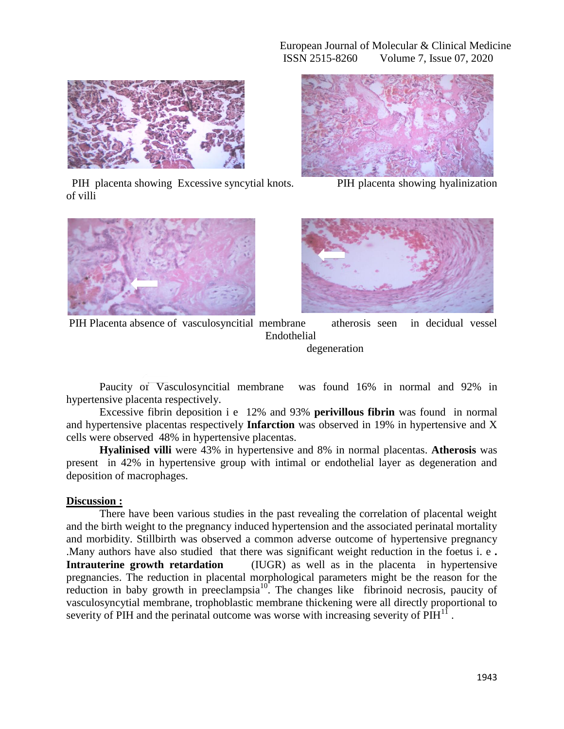PIH placenta showing Excessive syncytial knots. of villi

PIH placenta showing hyalinization

PIH Placenta absence of vasculosyncitial membrane

atherosis seen in decidual vessel Endothelial degeneration

Paucity of Vasculosyncitial membrane was found 16% in normal and 92% in hypertensive placenta respectively.

Excessive fibrin deposition i e 12% and 93% **perivillous fibrin** was found in normal and hypertensive placentas respectively **Infarction** was observed in 19% in hypertensive and X cells were observed 48% in hypertensive placentas.

**Hyalinised villi** were 43% in hypertensive and 8% in normal placentas. **Atherosis** was present in 42% in hypertensive group with intimal or endothelial layer as degeneration and deposition of macrophages.

## Discussion :

There have been various studies in the past revealing the correlation of placental weight and the birth weight to the pregnancy induced hypertension and the associated perinatal mortality and morbidity. Stillbirth was observed a common adverse outcome of hypertensive pregnancy .Many authors have also studied that there was significant weight reduction in the foetus i. e **. Intrauterine growth retardation** (IUGR) as well as in the placenta in hypertensive pregnancies. The reduction in placental morphological parameters might be the reason for the reduction in baby growth in preeclampsia[10]. The changes like fibrinoid necrosis, paucity of vasculosyncytial membrane, trophoblastic membrane thickening were all directly proportional to severity of PIH and the perinatal outcome was worse with increasing severity of PIH[11] .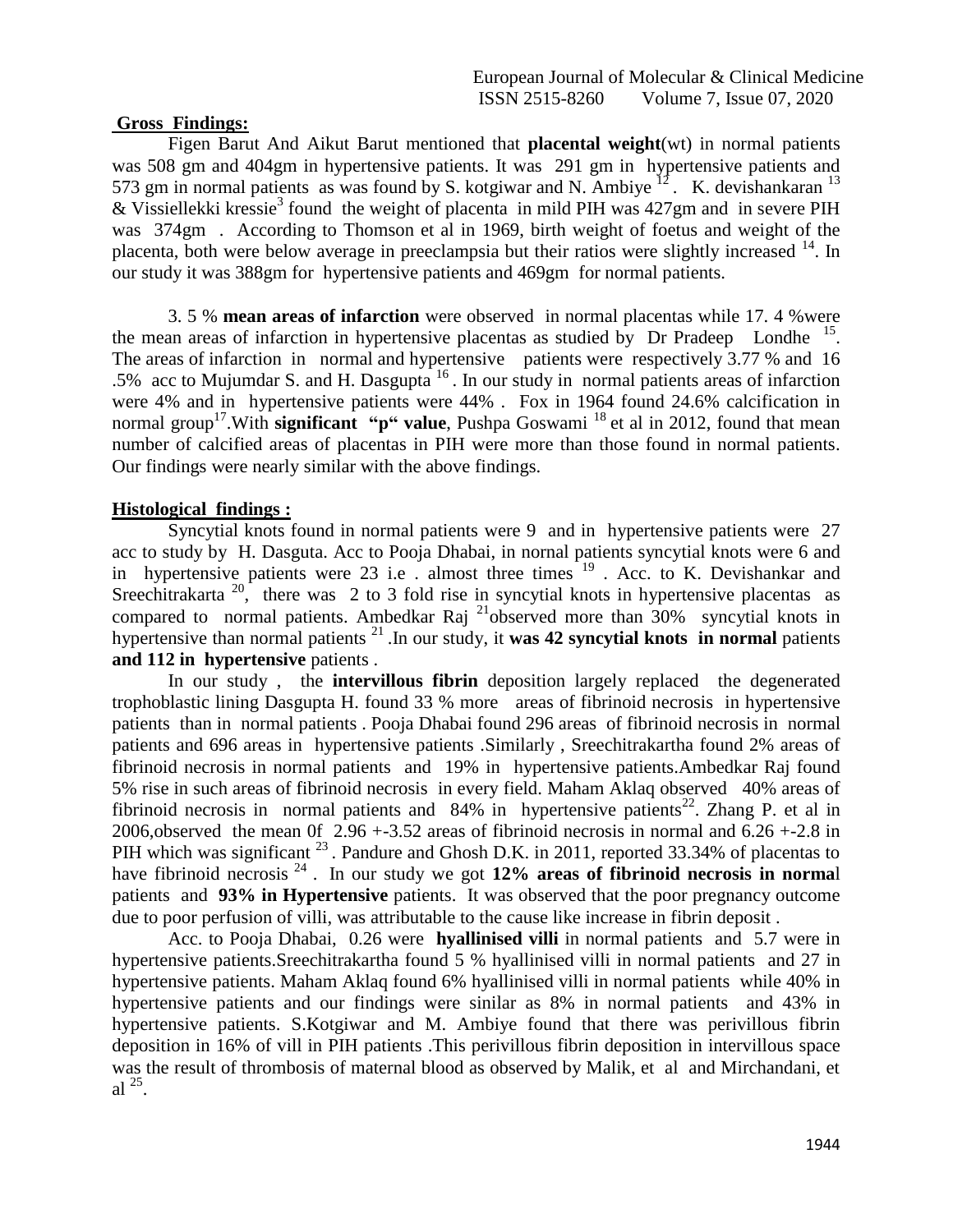## Gross Findings:

Figen Barut And Aikut Barut mentioned that **placental weight**(wt) in normal patients was 508 gm and 404gm in hypertensive patients. It was 291 gm in hypertensive patients and 573 gm in normal patients as was found by S. kotgiwar and N. Ambiye [12]. K. devishankaran [13] & Vissiellekki kressie[3] found the weight of placenta in mild PIH was 427gm and in severe PIH was 374gm . According to Thomson et al in 1969, birth weight of foetus and weight of the placenta, both were below average in preeclampsia but their ratios were slightly increased [14]. In our study it was 388gm for hypertensive patients and 469gm for normal patients.

3. 5 % **mean areas of infarction** were observed in normal placentas while 17. 4 %were the mean areas of infarction in hypertensive placentas as studied by Dr Pradeep Londhe [15]. The areas of infarction in normal and hypertensive patients were respectively 3.77 % and 16 .5% acc to Mujumdar S. and H. Dasgupta [16]. In our study in normal patients areas of infarction were 4% and in hypertensive patients were 44% . Fox in 1964 found 24.6% calcification in normal group[17].With **significant "p" value**, Pushpa Goswami [18] et al in 2012, found that mean number of calcified areas of placentas in PIH were more than those found in normal patients. Our findings were nearly similar with the above findings.

## Histological findings :

Syncytial knots found in normal patients were 9 and in hypertensive patients were 27 acc to study by H. Dasguta. Acc to Pooja Dhabai, in nornal patients syncytial knots were 6 and in hypertensive patients were 23 i.e . almost three times [19]. Acc. to K. Devishankar and Sreechitrakarta [20], there was 2 to 3 fold rise in syncytial knots in hypertensive placentas as compared to normal patients. Ambedkar Raj [21]observed more than 30% syncytial knots in hypertensive than normal patients [21].In our study, it **was 42 syncytial knots in normal** patients **and 112 in hypertensive** patients .

In our study , the **intervillous fibrin** deposition largely replaced the degenerated trophoblastic lining Dasgupta H. found 33 % more areas of fibrinoid necrosis in hypertensive patients than in normal patients . Pooja Dhabai found 296 areas of fibrinoid necrosis in normal patients and 696 areas in hypertensive patients .Similarly , Sreechitrakartha found 2% areas of fibrinoid necrosis in normal patients and 19% in hypertensive patients.Ambedkar Raj found 5% rise in such areas of fibrinoid necrosis in every field. Maham Aklaq observed 40% areas of fibrinoid necrosis in normal patients and 84% in hypertensive patients[22]. Zhang P. et al in 2006,observed the mean 0f 2.96 +-3.52 areas of fibrinoid necrosis in normal and 6.26 +-2.8 in PIH which was significant [23]. Pandure and Ghosh D.K. in 2011, reported 33.34% of placentas to have fibrinoid necrosis [24]. In our study we got **12% areas of fibrinoid necrosis in norma**l patients and **93% in Hypertensive** patients. It was observed that the poor pregnancy outcome due to poor perfusion of villi, was attributable to the cause like increase in fibrin deposit .

Acc. to Pooja Dhabai, 0.26 were **hyallinised villi** in normal patients and 5.7 were in hypertensive patients.Sreechitrakartha found 5 % hyallinised villi in normal patients and 27 in hypertensive patients. Maham Aklaq found 6% hyallinised villi in normal patients while 40% in hypertensive patients and our findings were sinilar as 8% in normal patients and 43% in hypertensive patients. S.Kotgiwar and M. Ambiye found that there was perivillous fibrin deposition in 16% of vill in PIH patients .This perivillous fibrin deposition in intervillous space was the result of thrombosis of maternal blood as observed by Malik, et al and Mirchandani, et al [25].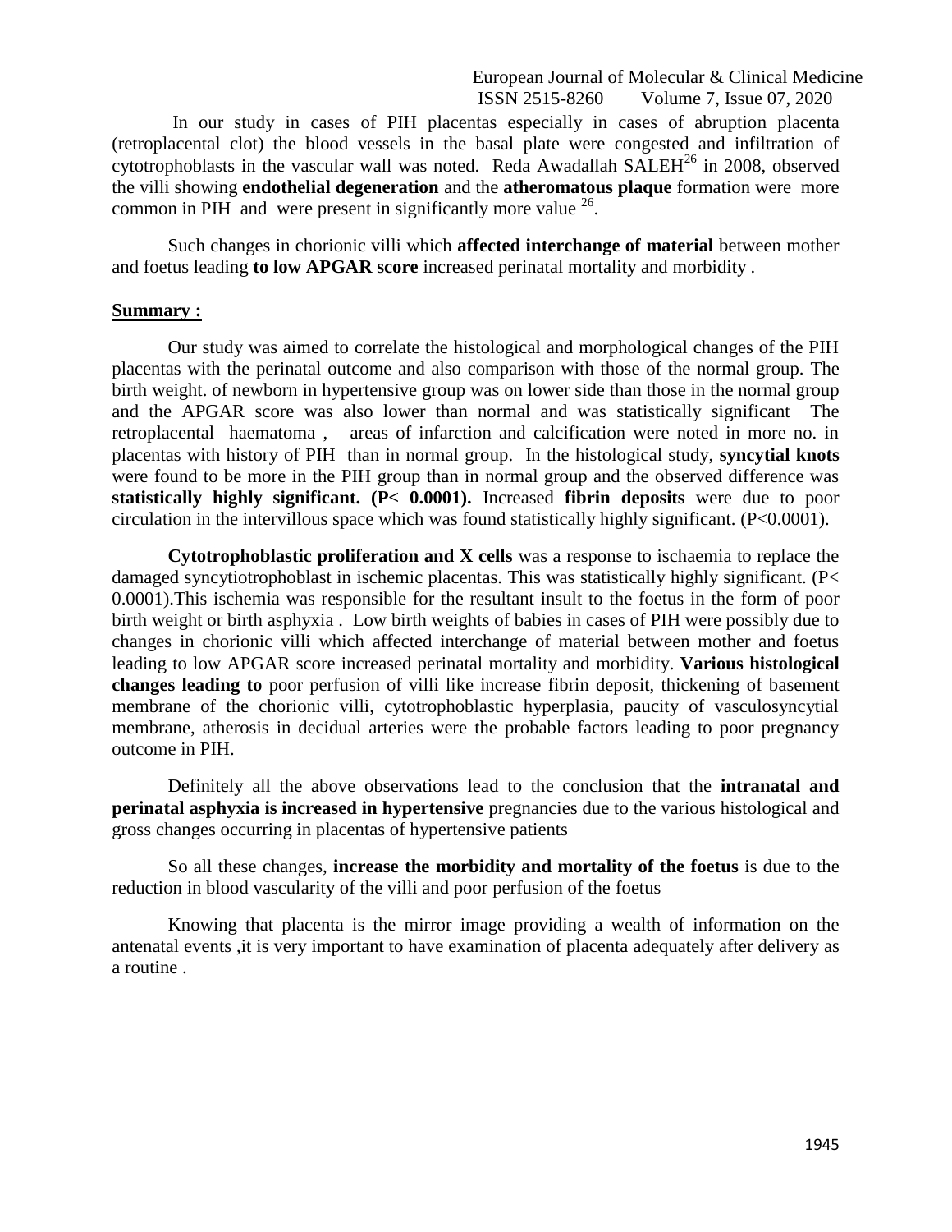In our study in cases of PIH placentas especially in cases of abruption placenta (retroplacental clot) the blood vessels in the basal plate were congested and infiltration of cytotrophoblasts in the vascular wall was noted. Reda Awadallah SALEH[26] in 2008, observed the villi showing **endothelial degeneration** and the **atheromatous plaque** formation were more common in PIH and were present in significantly more value [26].

Such changes in chorionic villi which **affected interchange of material** between mother and foetus leading **to low APGAR score** increased perinatal mortality and morbidity .

## Summary :

Our study was aimed to correlate the histological and morphological changes of the PIH placentas with the perinatal outcome and also comparison with those of the normal group. The birth weight. of newborn in hypertensive group was on lower side than those in the normal group and the APGAR score was also lower than normal and was statistically significant The retroplacental haematoma , areas of infarction and calcification were noted in more no. in placentas with history of PIH than in normal group. In the histological study, **syncytial knots** were found to be more in the PIH group than in normal group and the observed difference was **statistically highly significant. (P< 0.0001).** Increased **fibrin deposits** were due to poor circulation in the intervillous space which was found statistically highly significant. (P<0.0001).

**Cytotrophoblastic proliferation and X cells** was a response to ischaemia to replace the damaged syncytiotrophoblast in ischemic placentas. This was statistically highly significant. (P< 0.0001).This ischemia was responsible for the resultant insult to the foetus in the form of poor birth weight or birth asphyxia . Low birth weights of babies in cases of PIH were possibly due to changes in chorionic villi which affected interchange of material between mother and foetus leading to low APGAR score increased perinatal mortality and morbidity. **Various histological changes leading to** poor perfusion of villi like increase fibrin deposit, thickening of basement membrane of the chorionic villi, cytotrophoblastic hyperplasia, paucity of vasculosyncytial membrane, atherosis in decidual arteries were the probable factors leading to poor pregnancy outcome in PIH.

Definitely all the above observations lead to the conclusion that the **intranatal and perinatal asphyxia is increased in hypertensive** pregnancies due to the various histological and gross changes occurring in placentas of hypertensive patients

So all these changes, **increase the morbidity and mortality of the foetus** is due to the reduction in blood vascularity of the villi and poor perfusion of the foetus

Knowing that placenta is the mirror image providing a wealth of information on the antenatal events ,it is very important to have examination of placenta adequately after delivery as a routine .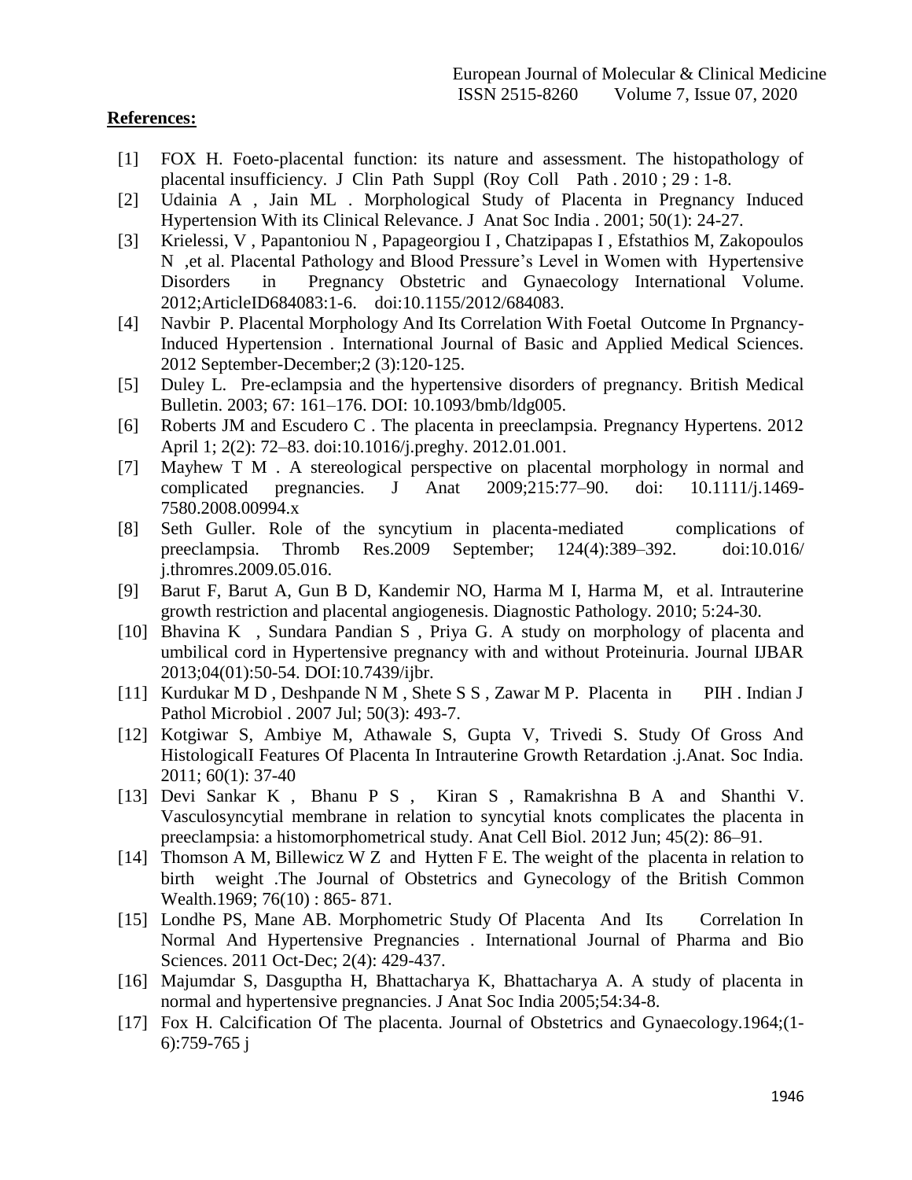**References:**

- [1] FOX H. Foeto-placental function: its nature and assessment. The histopathology of placental insufficiency. J Clin Path Suppl (Roy Coll Path . 2010 ; 29 : 1-8.
- [2] Udainia A , Jain ML . Morphological Study of Placenta in Pregnancy Induced Hypertension With its Clinical Relevance. J Anat Soc India . 2001; 50(1): 24-27.
- [3] Krielessi, V , Papantoniou N , Papageorgiou I , Chatzipapas I , Efstathios M, Zakopoulos N ,et al. Placental Pathology and Blood Pressure's Level in Women with Hypertensive Disorders in Pregnancy Obstetric and Gynaecology International Volume. 2012;ArticleID684083:1-6. doi:10.1155/2012/684083.
- [4] Navbir P. Placental Morphology And Its Correlation With Foetal Outcome In Prgnancy-Induced Hypertension . International Journal of Basic and Applied Medical Sciences. 2012 September-December;2 (3):120-125.
- [5] Duley L. Pre-eclampsia and the hypertensive disorders of pregnancy. British Medical Bulletin. 2003; 67: 161–176. DOI: 10.1093/bmb/ldg005.
- [6] Roberts JM and Escudero C . The placenta in preeclampsia. Pregnancy Hypertens. 2012 April 1; 2(2): 72–83. doi:10.1016/j.preghy. 2012.01.001.
- [7] Mayhew T M . A stereological perspective on placental morphology in normal and complicated pregnancies. J Anat 2009;215:77–90. doi: 10.1111/j.1469-7580.2008.00994.x
- [8] Seth Guller. Role of the syncytium in placenta-mediated complications of preeclampsia. Thromb Res.2009 September; 124(4):389–392. doi:10.016/ j.thromres.2009.05.016.
- [9] Barut F, Barut A, Gun B D, Kandemir NO, Harma M I, Harma M, et al. Intrauterine growth restriction and placental angiogenesis. Diagnostic Pathology. 2010; 5:24-30.
- [10] Bhavina K , Sundara Pandian S , Priya G. A study on morphology of placenta and umbilical cord in Hypertensive pregnancy with and without Proteinuria. Journal IJBAR 2013;04(01):50-54. DOI:10.7439/ijbr.
- [11] Kurdukar M D , Deshpande N M , Shete S S , Zawar M P. Placenta in PIH . Indian J Pathol Microbiol . 2007 Jul; 50(3): 493-7.
- [12] Kotgiwar S, Ambiye M, Athawale S, Gupta V, Trivedi S. Study Of Gross And HistologicalI Features Of Placenta In Intrauterine Growth Retardation .j.Anat. Soc India. 2011; 60(1): 37-40
- [13] Devi Sankar K , Bhanu P S , Kiran S , Ramakrishna B A and Shanthi V. Vasculosyncytial membrane in relation to syncytial knots complicates the placenta in preeclampsia: a histomorphometrical study. Anat Cell Biol. 2012 Jun; 45(2): 86–91.
- [14] Thomson A M, Billewicz W Z and Hytten F E. The weight of the placenta in relation to birth weight .The Journal of Obstetrics and Gynecology of the British Common Wealth.1969; 76(10) : 865- 871.
- [15] Londhe PS, Mane AB. Morphometric Study Of Placenta And Its Correlation In Normal And Hypertensive Pregnancies . International Journal of Pharma and Bio Sciences. 2011 Oct-Dec; 2(4): 429-437.
- [16] Majumdar S, Dasguptha H, Bhattacharya K, Bhattacharya A. A study of placenta in normal and hypertensive pregnancies. J Anat Soc India 2005;54:34-8.
- [17] Fox H. Calcification Of The placenta. Journal of Obstetrics and Gynaecology.1964;(1-6):759-765 j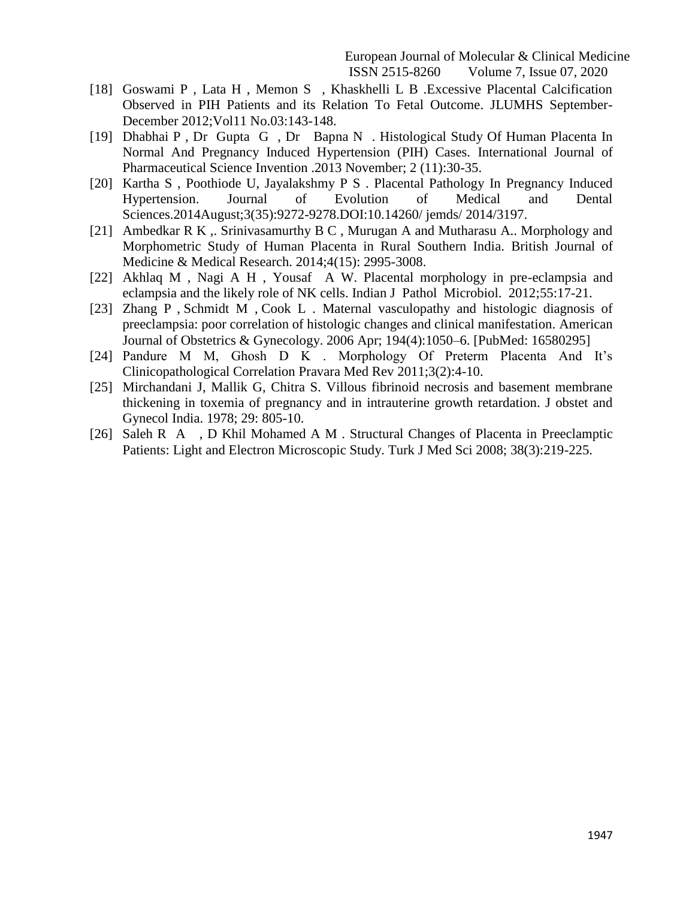[18] Goswami P , Lata H , Memon S , Khaskhelli L B .Excessive Placental Calcification Observed in PIH Patients and its Relation To Fetal Outcome. JLUMHS September-December 2012;Vol11 No.03:143-148.

[19] Dhabhai P , Dr Gupta G , Dr Bapna N . Histological Study Of Human Placenta In Normal And Pregnancy Induced Hypertension (PIH) Cases. International Journal of Pharmaceutical Science Invention .2013 November; 2 (11):30-35.

[20] Kartha S , Poothiode U, Jayalakshmy P S . Placental Pathology In Pregnancy Induced Hypertension. Journal of Evolution of Medical and Dental Sciences.2014August;3(35):9272-9278.DOI:10.14260/ jemds/ 2014/3197.

[21] Ambedkar R K ,. Srinivasamurthy B C , Murugan A and Mutharasu A.. Morphology and Morphometric Study of Human Placenta in Rural Southern India. British Journal of Medicine & Medical Research. 2014;4(15): 2995-3008.

[22] Akhlaq M , Nagi A H , Yousaf A W. Placental morphology in pre-eclampsia and eclampsia and the likely role of NK cells. Indian J Pathol Microbiol. 2012;55:17-21.

[23] Zhang P , Schmidt M , Cook L . Maternal vasculopathy and histologic diagnosis of preeclampsia: poor correlation of histologic changes and clinical manifestation. American Journal of Obstetrics & Gynecology. 2006 Apr; 194(4):1050–6. [PubMed: 16580295]

[24] Pandure M M, Ghosh D K . Morphology Of Preterm Placenta And It's Clinicopathological Correlation Pravara Med Rev 2011;3(2):4-10.

[25] Mirchandani J, Mallik G, Chitra S. Villous fibrinoid necrosis and basement membrane thickening in toxemia of pregnancy and in intrauterine growth retardation. J obstet and Gynecol India. 1978; 29: 805-10.

[26] Saleh R A , D Khil Mohamed A M . Structural Changes of Placenta in Preeclamptic Patients: Light and Electron Microscopic Study. Turk J Med Sci 2008; 38(3):219-225.